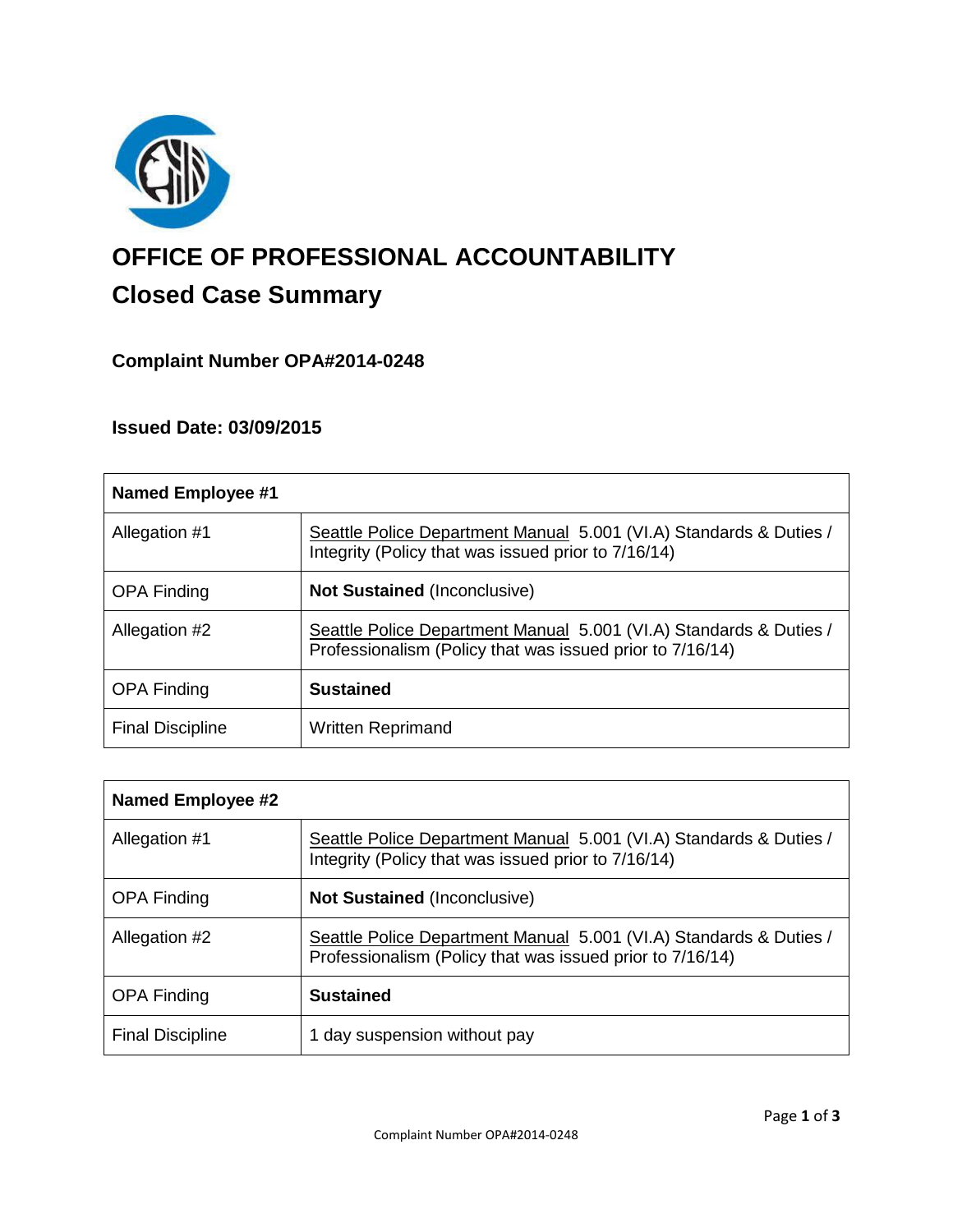# OFFICE OF PROFESSIONAL ACCOUNTABILITY

## Closed Case Summary

### Complaint Number OPA#2014-0248

### Issued Date: 03/09/2015

| Named Employee #1 | |
|---|---|
| Allegation #1 | Seattle Police Department Manual 5.001 (VI.A) Standards & Duties / Integrity (Policy that was issued prior to 7/16/14) |
| OPA Finding | **Not Sustained** (Inconclusive) |
| Allegation #2 | Seattle Police Department Manual 5.001 (VI.A) Standards & Duties / Professionalism (Policy that was issued prior to 7/16/14) |
| OPA Finding | **Sustained** |
| Final Discipline | Written Reprimand |

| Named Employee #2 | |
|---|---|
| Allegation #1 | Seattle Police Department Manual 5.001 (VI.A) Standards & Duties / Integrity (Policy that was issued prior to 7/16/14) |
| OPA Finding | **Not Sustained** (Inconclusive) |
| Allegation #2 | Seattle Police Department Manual 5.001 (VI.A) Standards & Duties / Professionalism (Policy that was issued prior to 7/16/14) |
| OPA Finding | **Sustained** |
| Final Discipline | 1 day suspension without pay |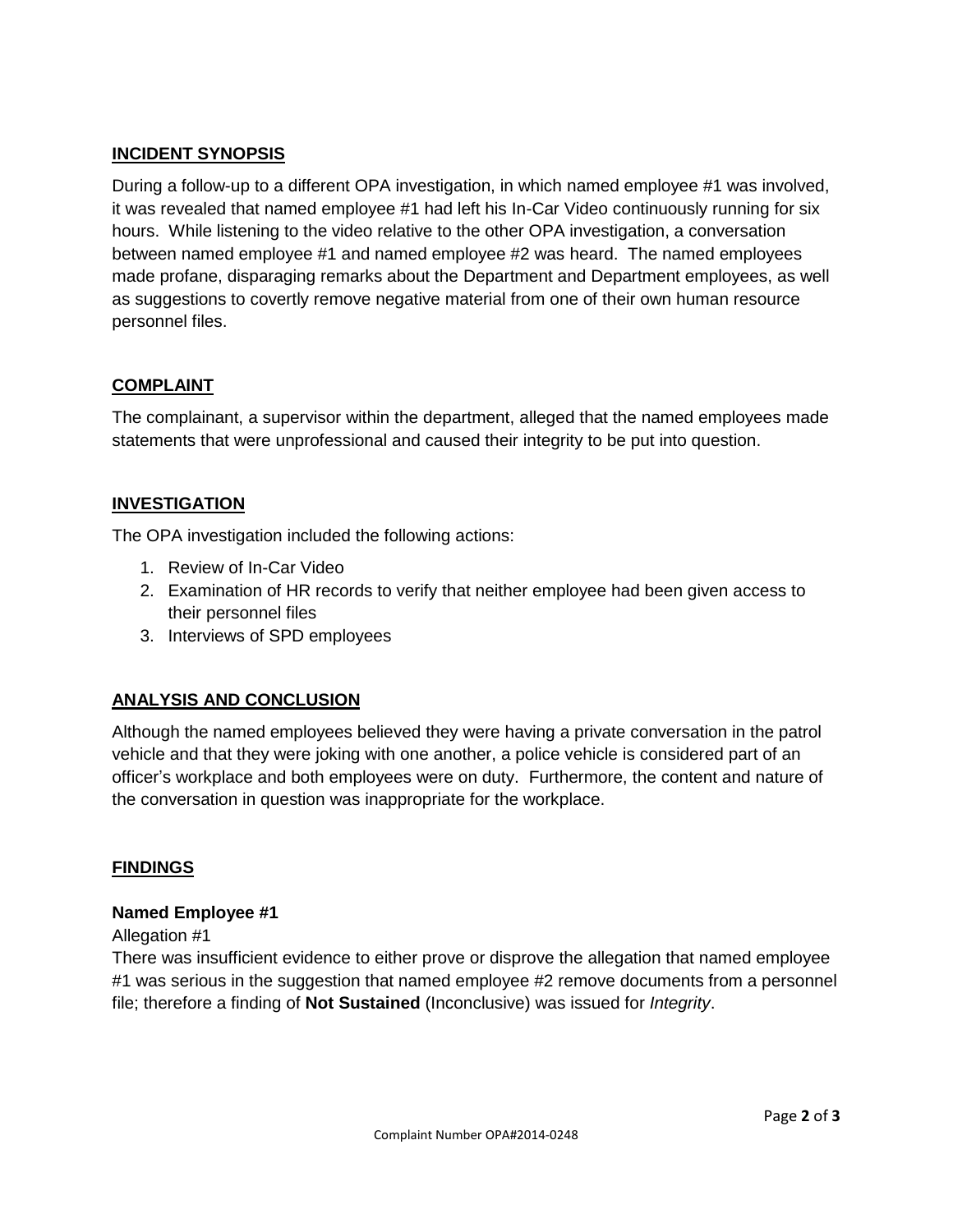## INCIDENT SYNOPSIS

During a follow-up to a different OPA investigation, in which named employee #1 was involved, it was revealed that named employee #1 had left his In-Car Video continuously running for six hours. While listening to the video relative to the other OPA investigation, a conversation between named employee #1 and named employee #2 was heard. The named employees made profane, disparaging remarks about the Department and Department employees, as well as suggestions to covertly remove negative material from one of their own human resource personnel files.

## COMPLAINT

The complainant, a supervisor within the department, alleged that the named employees made statements that were unprofessional and caused their integrity to be put into question.

## INVESTIGATION

The OPA investigation included the following actions:

1. Review of In-Car Video
2. Examination of HR records to verify that neither employee had been given access to their personnel files
3. Interviews of SPD employees

## ANALYSIS AND CONCLUSION

Although the named employees believed they were having a private conversation in the patrol vehicle and that they were joking with one another, a police vehicle is considered part of an officer's workplace and both employees were on duty. Furthermore, the content and nature of the conversation in question was inappropriate for the workplace.

## FINDINGS

**Named Employee #1**

Allegation #1

There was insufficient evidence to either prove or disprove the allegation that named employee #1 was serious in the suggestion that named employee #2 remove documents from a personnel file; therefore a finding of **Not Sustained** (Inconclusive) was issued for *Integrity*.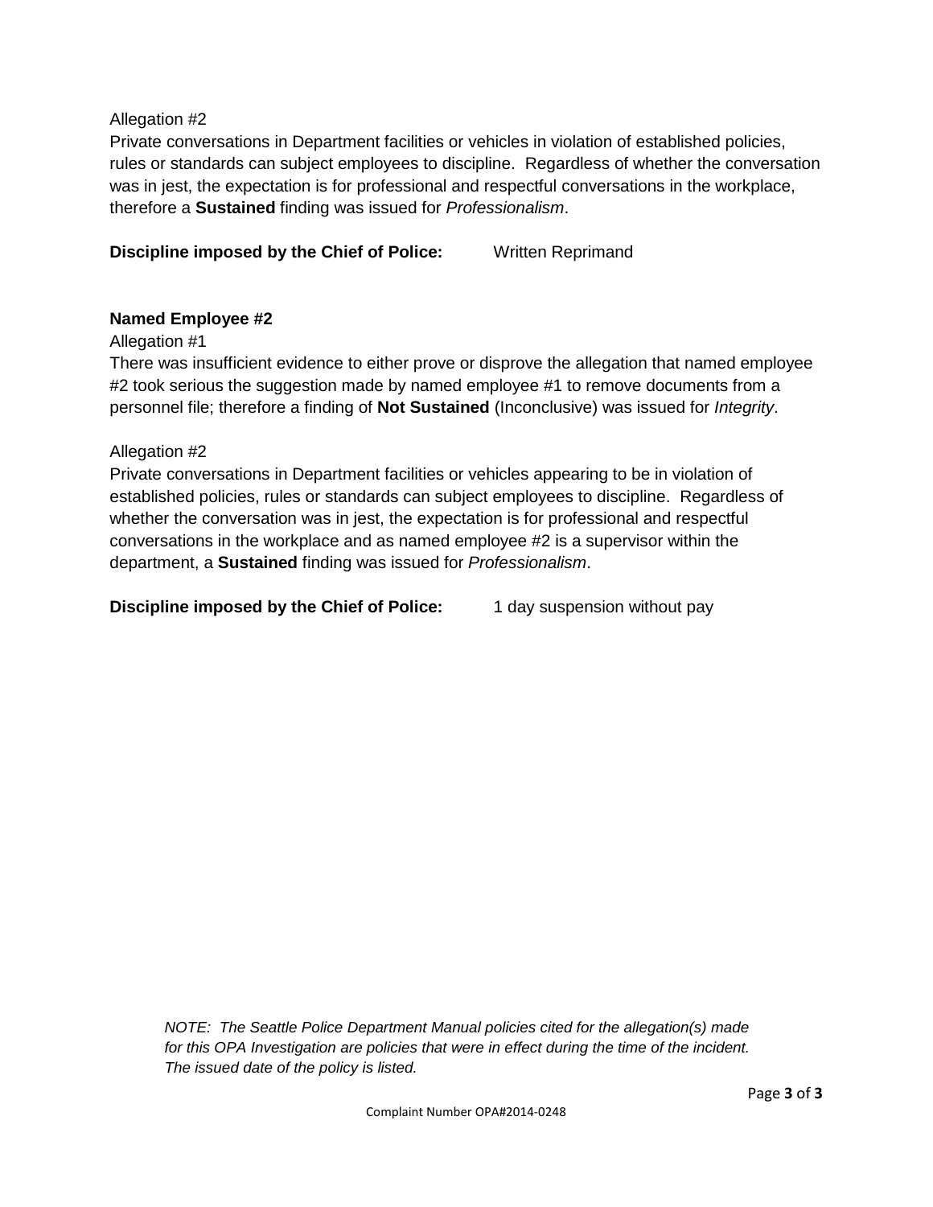Allegation #2

Private conversations in Department facilities or vehicles in violation of established policies, rules or standards can subject employees to discipline. Regardless of whether the conversation was in jest, the expectation is for professional and respectful conversations in the workplace, therefore a **Sustained** finding was issued for *Professionalism*.

**Discipline imposed by the Chief of Police:** Written Reprimand

**Named Employee #2**

Allegation #1

There was insufficient evidence to either prove or disprove the allegation that named employee #2 took serious the suggestion made by named employee #1 to remove documents from a personnel file; therefore a finding of **Not Sustained** (Inconclusive) was issued for *Integrity*.

Allegation #2

Private conversations in Department facilities or vehicles appearing to be in violation of established policies, rules or standards can subject employees to discipline. Regardless of whether the conversation was in jest, the expectation is for professional and respectful conversations in the workplace and as named employee #2 is a supervisor within the department, a **Sustained** finding was issued for *Professionalism*.

**Discipline imposed by the Chief of Police:** 1 day suspension without pay

*NOTE: The Seattle Police Department Manual policies cited for the allegation(s) made for this OPA Investigation are policies that were in effect during the time of the incident. The issued date of the policy is listed.*

Complaint Number OPA#2014-0248